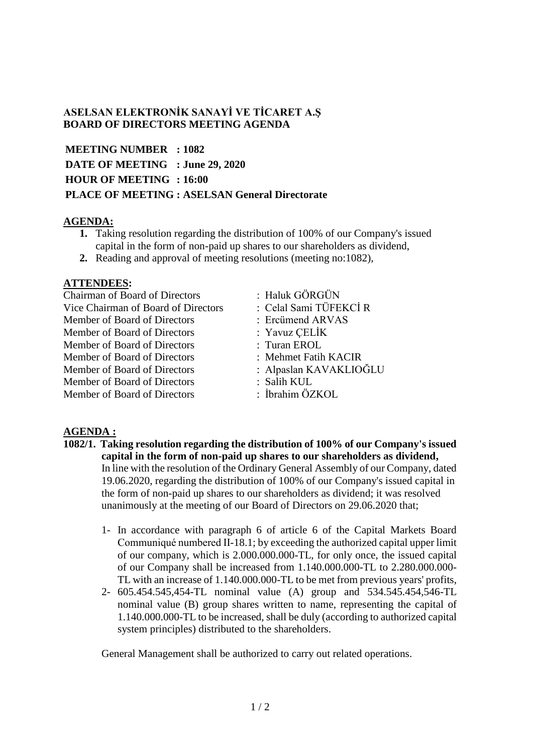**ASELSAN ELEKTRONİK SANAYİ VE TİCARET A.Ş**
**BOARD OF DIRECTORS MEETING AGENDA**

**MEETING NUMBER : 1082**
**DATE OF MEETING : June 29, 2020**
**HOUR OF MEETING : 16:00**
**PLACE OF MEETING : ASELSAN General Directorate**

**AGENDA:**

1. Taking resolution regarding the distribution of 100% of our Company's issued capital in the form of non-paid up shares to our shareholders as dividend,
2. Reading and approval of meeting resolutions (meeting no:1082),

**ATTENDEES:**

| | |
|---|---|
| Chairman of Board of Directors | : Haluk GÖRGÜN |
| Vice Chairman of Board of Directors | : Celal Sami TÜFEKCİ R |
| Member of Board of Directors | : Ercümend ARVAS |
| Member of Board of Directors | : Yavuz ÇELİK |
| Member of Board of Directors | : Turan EROL |
| Member of Board of Directors | : Mehmet Fatih KACIR |
| Member of Board of Directors | : Alpaslan KAVAKLIOĞLU |
| Member of Board of Directors | : Salih KUL |
| Member of Board of Directors | : İbrahim ÖZKOL |

**AGENDA :**

**1082/1. Taking resolution regarding the distribution of 100% of our Company's issued capital in the form of non-paid up shares to our shareholders as dividend,**

In line with the resolution of the Ordinary General Assembly of our Company, dated 19.06.2020, regarding the distribution of 100% of our Company's issued capital in the form of non-paid up shares to our shareholders as dividend; it was resolved unanimously at the meeting of our Board of Directors on 29.06.2020 that;

1- In accordance with paragraph 6 of article 6 of the Capital Markets Board Communiqué numbered II-18.1; by exceeding the authorized capital upper limit of our company, which is 2.000.000.000-TL, for only once, the issued capital of our Company shall be increased from 1.140.000.000-TL to 2.280.000.000-TL with an increase of 1.140.000.000-TL to be met from previous years' profits,

2- 605.454.545,454-TL nominal value (A) group and 534.545.454,546-TL nominal value (B) group shares written to name, representing the capital of 1.140.000.000-TL to be increased, shall be duly (according to authorized capital system principles) distributed to the shareholders.

General Management shall be authorized to carry out related operations.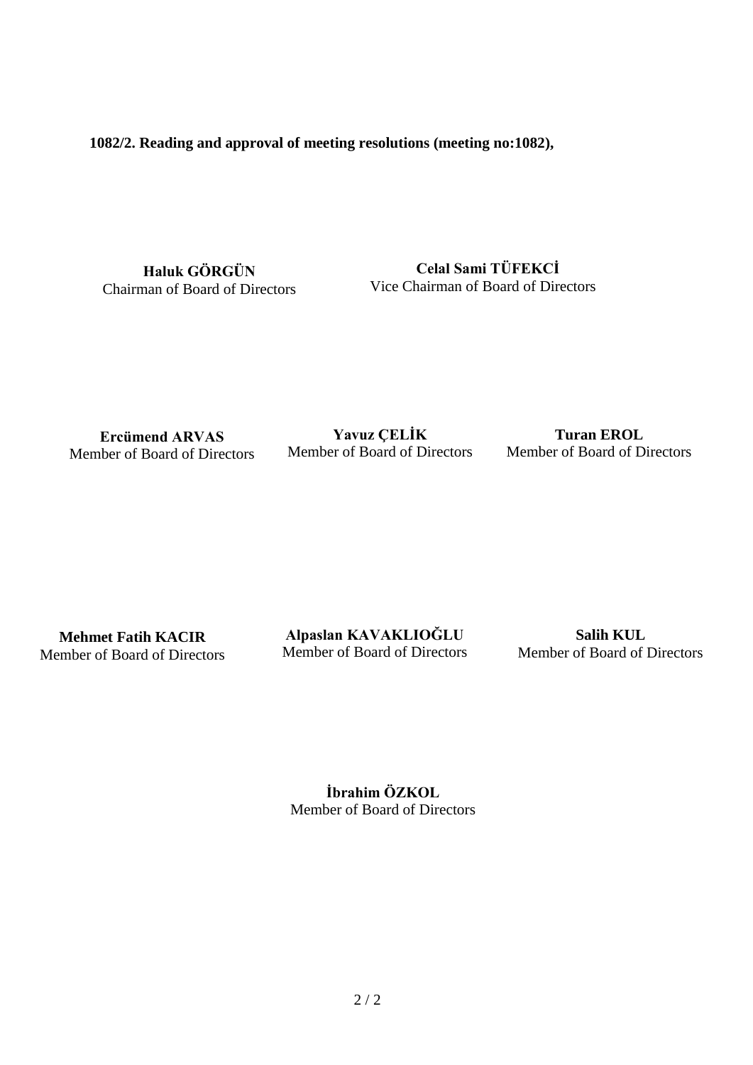**1082/2. Reading and approval of meeting resolutions (meeting no:1082),**

**Haluk GÖRGÜN**
Chairman of Board of Directors

**Celal Sami TÜFEKCİ**
Vice Chairman of Board of Directors

**Ercümend ARVAS**
Member of Board of Directors

**Yavuz ÇELİK**
Member of Board of Directors

**Turan EROL**
Member of Board of Directors

**Mehmet Fatih KACIR**
Member of Board of Directors

**Alpaslan KAVAKLIOĞLU**
Member of Board of Directors

**Salih KUL**
Member of Board of Directors

**İbrahim ÖZKOL**
Member of Board of Directors